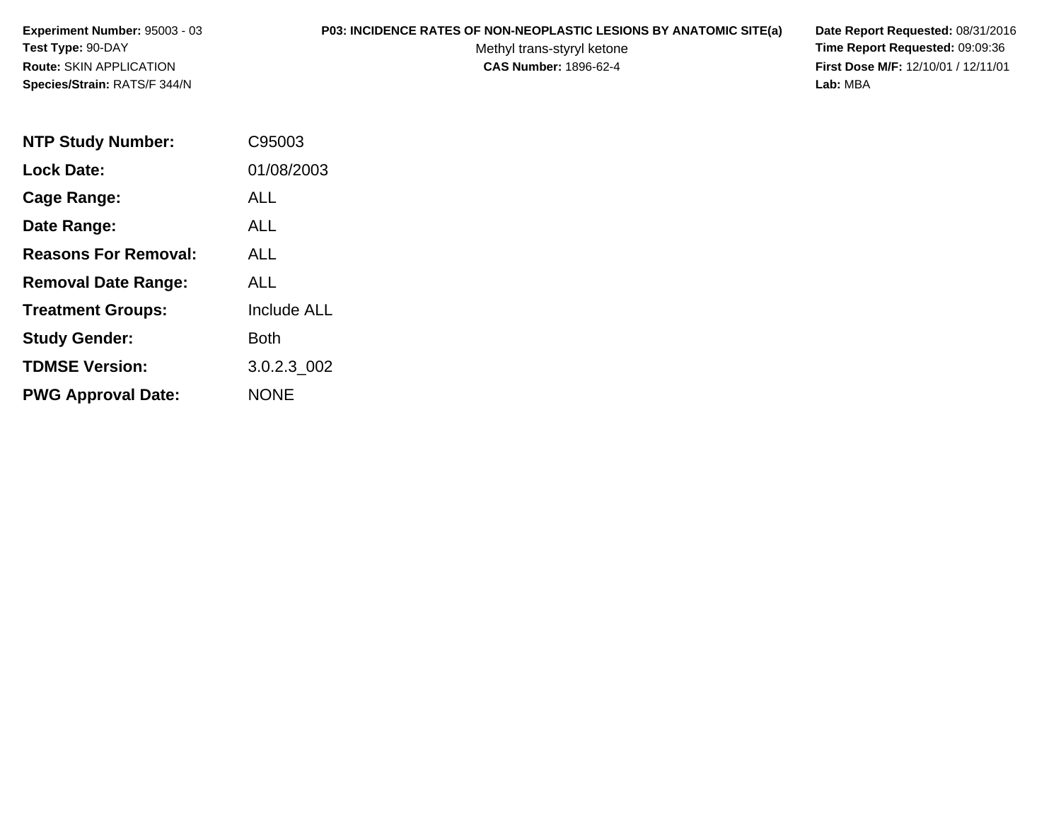**Experiment Number:** 95003 - 03
**Test Type:** 90-DAY
**Route:** SKIN APPLICATION
**Species/Strain:** RATS/F 344/N

**P03: INCIDENCE RATES OF NON-NEOPLASTIC LESIONS BY ANATOMIC SITE(a)**
Methyl trans-styryl ketone
**CAS Number:** 1896-62-4

**Date Report Requested:** 08/31/2016
**Time Report Requested:** 09:09:36
**First Dose M/F:** 12/10/01 / 12/11/01
**Lab:** MBA

| | |
|---|---|
| **NTP Study Number:** | C95003 |
| **Lock Date:** | 01/08/2003 |
| **Cage Range:** | ALL |
| **Date Range:** | ALL |
| **Reasons For Removal:** | ALL |
| **Removal Date Range:** | ALL |
| **Treatment Groups:** | Include ALL |
| **Study Gender:** | Both |
| **TDMSE Version:** | 3.0.2.3_002 |
| **PWG Approval Date:** | NONE |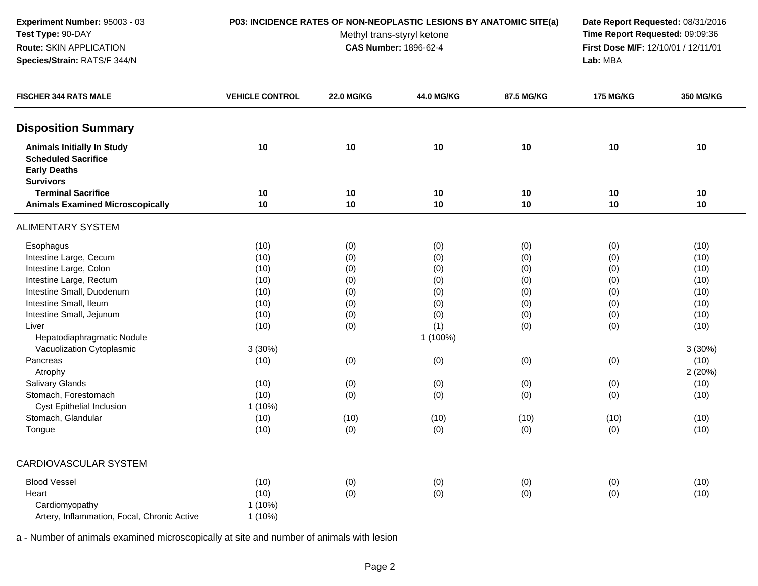**Experiment Number:** 95003 - 03
**Test Type:** 90-DAY
**Route:** SKIN APPLICATION
**Species/Strain:** RATS/F 344/N

**P03: INCIDENCE RATES OF NON-NEOPLASTIC LESIONS BY ANATOMIC SITE(a)**
Methyl trans-styryl ketone
**CAS Number:** 1896-62-4

**Date Report Requested:** 08/31/2016
**Time Report Requested:** 09:09:36
**First Dose M/F:** 12/10/01 / 12/11/01
**Lab:** MBA

| FISCHER 344 RATS MALE | VEHICLE CONTROL | 22.0 MG/KG | 44.0 MG/KG | 87.5 MG/KG | 175 MG/KG | 350 MG/KG |
|---|---|---|---|---|---|---|
| **Disposition Summary** | | | | | | |
| **Animals Initially In Study** | **10** | **10** | **10** | **10** | **10** | **10** |
| **Scheduled Sacrifice** | | | | | | |
| **Early Deaths** | | | | | | |
| **Survivors** | | | | | | |
| **Terminal Sacrifice** | **10** | **10** | **10** | **10** | **10** | **10** |
| **Animals Examined Microscopically** | **10** | **10** | **10** | **10** | **10** | **10** |
| ALIMENTARY SYSTEM | | | | | | |
| Esophagus | (10) | (0) | (0) | (0) | (0) | (10) |
| Intestine Large, Cecum | (10) | (0) | (0) | (0) | (0) | (10) |
| Intestine Large, Colon | (10) | (0) | (0) | (0) | (0) | (10) |
| Intestine Large, Rectum | (10) | (0) | (0) | (0) | (0) | (10) |
| Intestine Small, Duodenum | (10) | (0) | (0) | (0) | (0) | (10) |
| Intestine Small, Ileum | (10) | (0) | (0) | (0) | (0) | (10) |
| Intestine Small, Jejunum | (10) | (0) | (0) | (0) | (0) | (10) |
| Liver | (10) | (0) | (1) | (0) | (0) | (10) |
| Hepatodiaphragmatic Nodule | | | 1 (100%) | | | |
| Vacuolization Cytoplasmic | 3 (30%) | | | | | 3 (30%) |
| Pancreas | (10) | (0) | (0) | (0) | (0) | (10) |
| Atrophy | | | | | | 2 (20%) |
| Salivary Glands | (10) | (0) | (0) | (0) | (0) | (10) |
| Stomach, Forestomach | (10) | (0) | (0) | (0) | (0) | (10) |
| Cyst Epithelial Inclusion | 1 (10%) | | | | | |
| Stomach, Glandular | (10) | (10) | (10) | (10) | (10) | (10) |
| Tongue | (10) | (0) | (0) | (0) | (0) | (10) |
| CARDIOVASCULAR SYSTEM | | | | | | |
| Blood Vessel | (10) | (0) | (0) | (0) | (0) | (10) |
| Heart | (10) | (0) | (0) | (0) | (0) | (10) |
| Cardiomyopathy | 1 (10%) | | | | | |
| Artery, Inflammation, Focal, Chronic Active | 1 (10%) | | | | | |

a - Number of animals examined microscopically at site and number of animals with lesion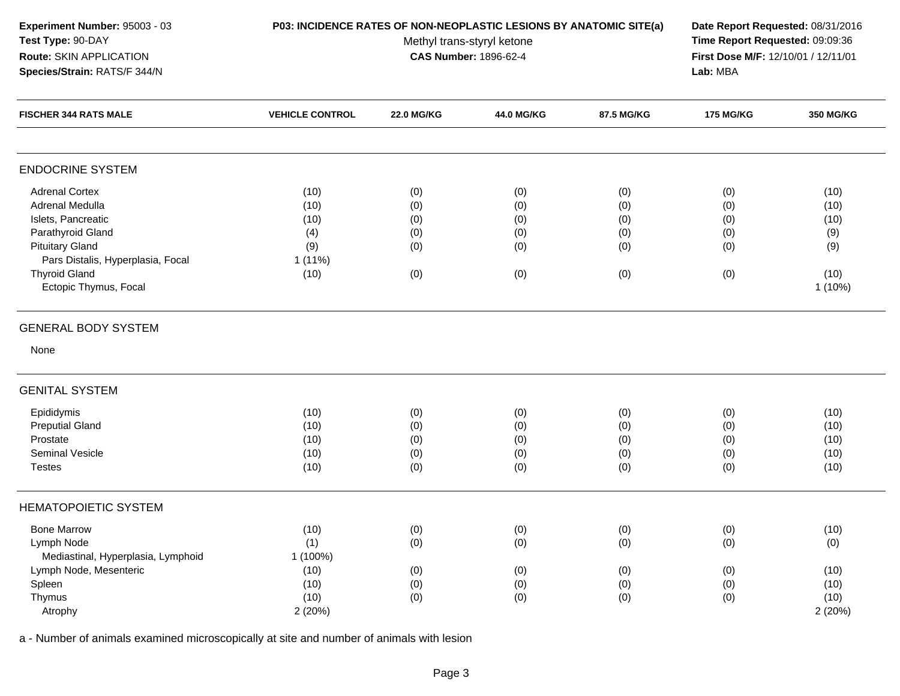**Experiment Number:** 95003 - 03
**Test Type:** 90-DAY
**Route:** SKIN APPLICATION
**Species/Strain:** RATS/F 344/N

**P03: INCIDENCE RATES OF NON-NEOPLASTIC LESIONS BY ANATOMIC SITE(a)**
Methyl trans-styryl ketone
**CAS Number:** 1896-62-4

**Date Report Requested:** 08/31/2016
**Time Report Requested:** 09:09:36
**First Dose M/F:** 12/10/01 / 12/11/01
**Lab:** MBA

| FISCHER 344 RATS MALE | VEHICLE CONTROL | 22.0 MG/KG | 44.0 MG/KG | 87.5 MG/KG | 175 MG/KG | 350 MG/KG |
|---|---|---|---|---|---|---|
| **ENDOCRINE SYSTEM** | | | | | | |
| Adrenal Cortex | (10) | (0) | (0) | (0) | (0) | (10) |
| Adrenal Medulla | (10) | (0) | (0) | (0) | (0) | (10) |
| Islets, Pancreatic | (10) | (0) | (0) | (0) | (0) | (10) |
| Parathyroid Gland | (4) | (0) | (0) | (0) | (0) | (9) |
| Pituitary Gland | (9) | (0) | (0) | (0) | (0) | (9) |
| Pars Distalis, Hyperplasia, Focal | 1 (11%) | | | | | |
| Thyroid Gland | (10) | (0) | (0) | (0) | (0) | (10) |
| Ectopic Thymus, Focal | | | | | | 1 (10%) |
| **GENERAL BODY SYSTEM** | | | | | | |
| None | | | | | | |
| **GENITAL SYSTEM** | | | | | | |
| Epididymis | (10) | (0) | (0) | (0) | (0) | (10) |
| Preputial Gland | (10) | (0) | (0) | (0) | (0) | (10) |
| Prostate | (10) | (0) | (0) | (0) | (0) | (10) |
| Seminal Vesicle | (10) | (0) | (0) | (0) | (0) | (10) |
| Testes | (10) | (0) | (0) | (0) | (0) | (10) |
| **HEMATOPOIETIC SYSTEM** | | | | | | |
| Bone Marrow | (10) | (0) | (0) | (0) | (0) | (10) |
| Lymph Node | (1) | (0) | (0) | (0) | (0) | (0) |
| Mediastinal, Hyperplasia, Lymphoid | 1 (100%) | | | | | |
| Lymph Node, Mesenteric | (10) | (0) | (0) | (0) | (0) | (10) |
| Spleen | (10) | (0) | (0) | (0) | (0) | (10) |
| Thymus | (10) | (0) | (0) | (0) | (0) | (10) |
| Atrophy | 2 (20%) | | | | | 2 (20%) |

a - Number of animals examined microscopically at site and number of animals with lesion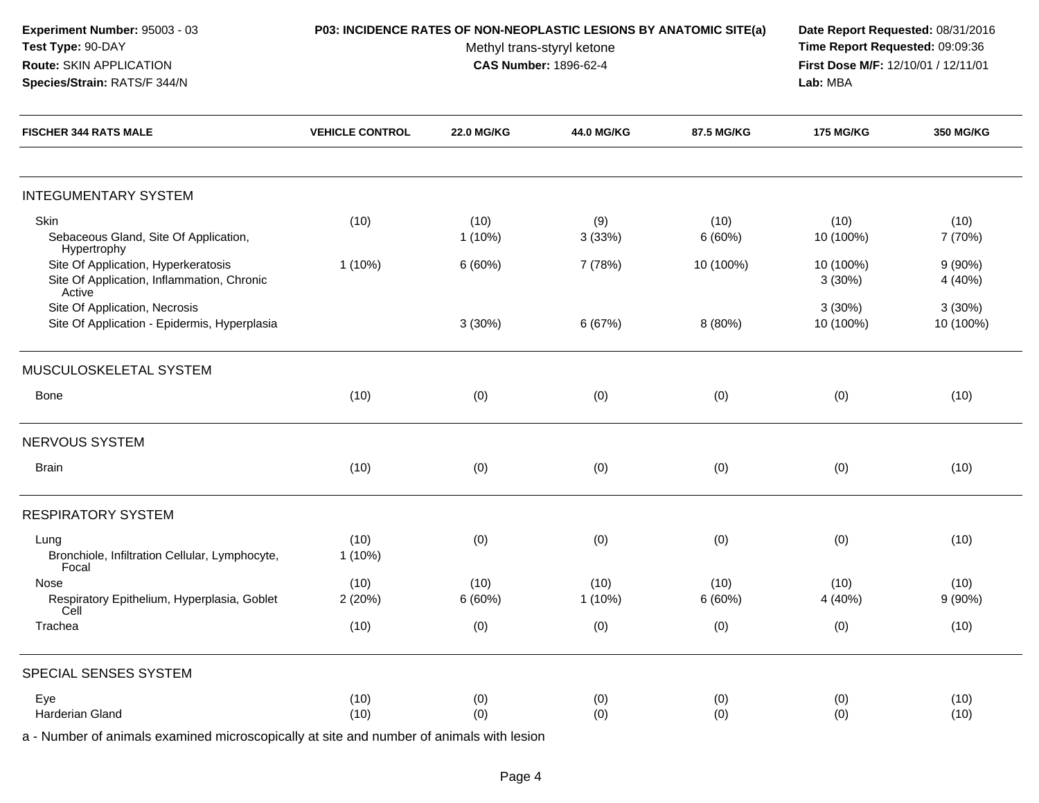**Experiment Number:** 95003 - 03
**Test Type:** 90-DAY
**Route:** SKIN APPLICATION
**Species/Strain:** RATS/F 344/N

**P03: INCIDENCE RATES OF NON-NEOPLASTIC LESIONS BY ANATOMIC SITE(a)**
Methyl trans-styryl ketone
**CAS Number:** 1896-62-4

**Date Report Requested:** 08/31/2016
**Time Report Requested:** 09:09:36
**First Dose M/F:** 12/10/01 / 12/11/01
**Lab:** MBA

| FISCHER 344 RATS MALE | VEHICLE CONTROL | 22.0 MG/KG | 44.0 MG/KG | 87.5 MG/KG | 175 MG/KG | 350 MG/KG |
|---|---|---|---|---|---|---|
| **INTEGUMENTARY SYSTEM** | | | | | | |
| Skin | (10) | (10) | (9) | (10) | (10) | (10) |
| Sebaceous Gland, Site Of Application, Hypertrophy | | 1 (10%) | 3 (33%) | 6 (60%) | 10 (100%) | 7 (70%) |
| Site Of Application, Hyperkeratosis | 1 (10%) | 6 (60%) | 7 (78%) | 10 (100%) | 10 (100%) | 9 (90%) |
| Site Of Application, Inflammation, Chronic Active | | | | | 3 (30%) | 4 (40%) |
| Site Of Application, Necrosis | | | | | 3 (30%) | 3 (30%) |
| Site Of Application - Epidermis, Hyperplasia | | 3 (30%) | 6 (67%) | 8 (80%) | 10 (100%) | 10 (100%) |
| **MUSCULOSKELETAL SYSTEM** | | | | | | |
| Bone | (10) | (0) | (0) | (0) | (0) | (10) |
| **NERVOUS SYSTEM** | | | | | | |
| Brain | (10) | (0) | (0) | (0) | (0) | (10) |
| **RESPIRATORY SYSTEM** | | | | | | |
| Lung | (10) | (0) | (0) | (0) | (0) | (10) |
| Bronchiole, Infiltration Cellular, Lymphocyte, Focal | 1 (10%) | | | | | |
| Nose | (10) | (10) | (10) | (10) | (10) | (10) |
| Respiratory Epithelium, Hyperplasia, Goblet Cell | 2 (20%) | 6 (60%) | 1 (10%) | 6 (60%) | 4 (40%) | 9 (90%) |
| Trachea | (10) | (0) | (0) | (0) | (0) | (10) |
| **SPECIAL SENSES SYSTEM** | | | | | | |
| Eye | (10) | (0) | (0) | (0) | (0) | (10) |
| Harderian Gland | (10) | (0) | (0) | (0) | (0) | (10) |

a - Number of animals examined microscopically at site and number of animals with lesion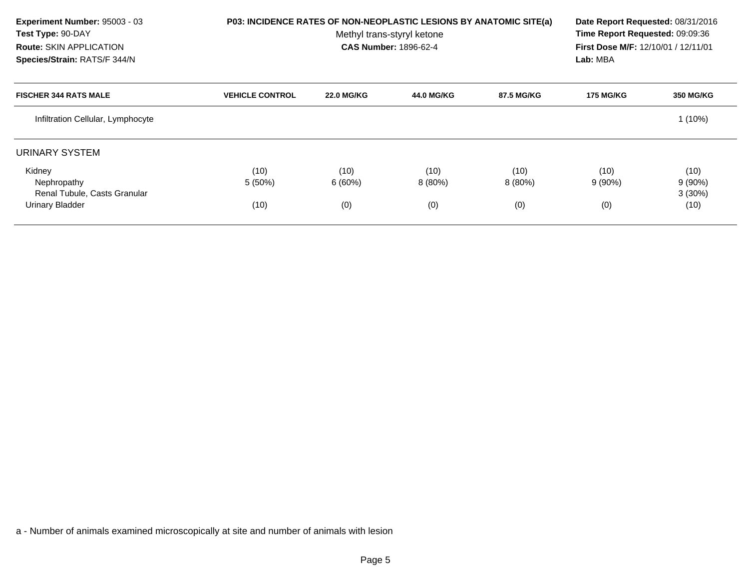**Experiment Number:** 95003 - 03
**Test Type:** 90-DAY
**Route:** SKIN APPLICATION
**Species/Strain:** RATS/F 344/N

**P03: INCIDENCE RATES OF NON-NEOPLASTIC LESIONS BY ANATOMIC SITE(a)**
Methyl trans-styryl ketone
**CAS Number:** 1896-62-4

**Date Report Requested:** 08/31/2016
**Time Report Requested:** 09:09:36
**First Dose M/F:** 12/10/01 / 12/11/01
**Lab:** MBA

| FISCHER 344 RATS MALE | VEHICLE CONTROL | 22.0 MG/KG | 44.0 MG/KG | 87.5 MG/KG | 175 MG/KG | 350 MG/KG |
|---|---|---|---|---|---|---|
| Infiltration Cellular, Lymphocyte | | | | | | 1 (10%) |
| URINARY SYSTEM | | | | | | |
| Kidney | (10) | (10) | (10) | (10) | (10) | (10) |
| Nephropathy | 5 (50%) | 6 (60%) | 8 (80%) | 8 (80%) | 9 (90%) | 9 (90%) |
| Renal Tubule, Casts Granular | | | | | | 3 (30%) |
| Urinary Bladder | (10) | (0) | (0) | (0) | (0) | (10) |

a - Number of animals examined microscopically at site and number of animals with lesion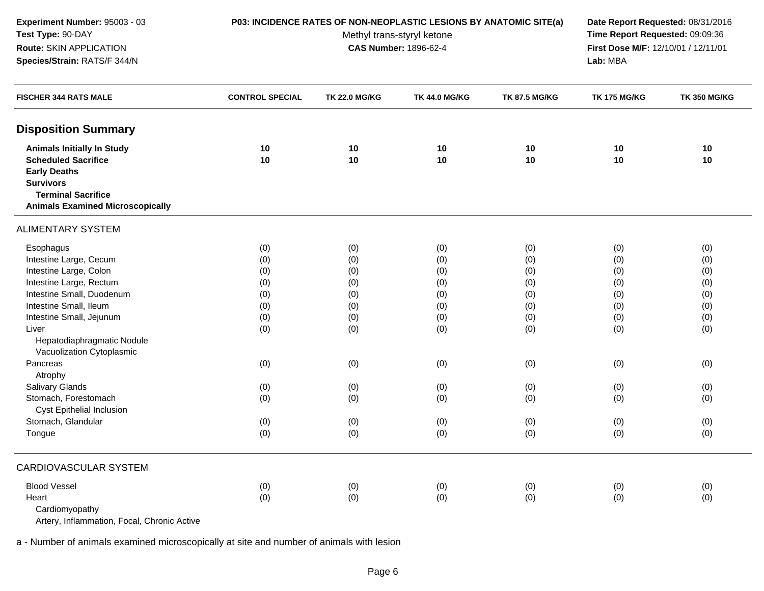**Experiment Number:** 95003 - 03
**Test Type:** 90-DAY
**Route:** SKIN APPLICATION
**Species/Strain:** RATS/F 344/N

**P03: INCIDENCE RATES OF NON-NEOPLASTIC LESIONS BY ANATOMIC SITE(a)**
Methyl trans-styryl ketone
**CAS Number:** 1896-62-4

**Date Report Requested:** 08/31/2016
**Time Report Requested:** 09:09:36
**First Dose M/F:** 12/10/01 / 12/11/01
**Lab:** MBA

| FISCHER 344 RATS MALE | CONTROL SPECIAL | TK 22.0 MG/KG | TK 44.0 MG/KG | TK 87.5 MG/KG | TK 175 MG/KG | TK 350 MG/KG |
|---|---|---|---|---|---|---|
| **Disposition Summary** | | | | | | |
| **Animals Initially In Study** | **10** | **10** | **10** | **10** | **10** | **10** |
| **Scheduled Sacrifice** | **10** | **10** | **10** | **10** | **10** | **10** |
| **Early Deaths** | | | | | | |
| **Survivors** | | | | | | |
| **Terminal Sacrifice** | | | | | | |
| **Animals Examined Microscopically** | | | | | | |
| ALIMENTARY SYSTEM | | | | | | |
| Esophagus | (0) | (0) | (0) | (0) | (0) | (0) |
| Intestine Large, Cecum | (0) | (0) | (0) | (0) | (0) | (0) |
| Intestine Large, Colon | (0) | (0) | (0) | (0) | (0) | (0) |
| Intestine Large, Rectum | (0) | (0) | (0) | (0) | (0) | (0) |
| Intestine Small, Duodenum | (0) | (0) | (0) | (0) | (0) | (0) |
| Intestine Small, Ileum | (0) | (0) | (0) | (0) | (0) | (0) |
| Intestine Small, Jejunum | (0) | (0) | (0) | (0) | (0) | (0) |
| Liver | (0) | (0) | (0) | (0) | (0) | (0) |
| Hepatodiaphragmatic Nodule | | | | | | |
| Vacuolization Cytoplasmic | | | | | | |
| Pancreas | (0) | (0) | (0) | (0) | (0) | (0) |
| Atrophy | | | | | | |
| Salivary Glands | (0) | (0) | (0) | (0) | (0) | (0) |
| Stomach, Forestomach | (0) | (0) | (0) | (0) | (0) | (0) |
| Cyst Epithelial Inclusion | | | | | | |
| Stomach, Glandular | (0) | (0) | (0) | (0) | (0) | (0) |
| Tongue | (0) | (0) | (0) | (0) | (0) | (0) |
| CARDIOVASCULAR SYSTEM | | | | | | |
| Blood Vessel | (0) | (0) | (0) | (0) | (0) | (0) |
| Heart | (0) | (0) | (0) | (0) | (0) | (0) |
| Cardiomyopathy | | | | | | |
| Artery, Inflammation, Focal, Chronic Active | | | | | | |

a - Number of animals examined microscopically at site and number of animals with lesion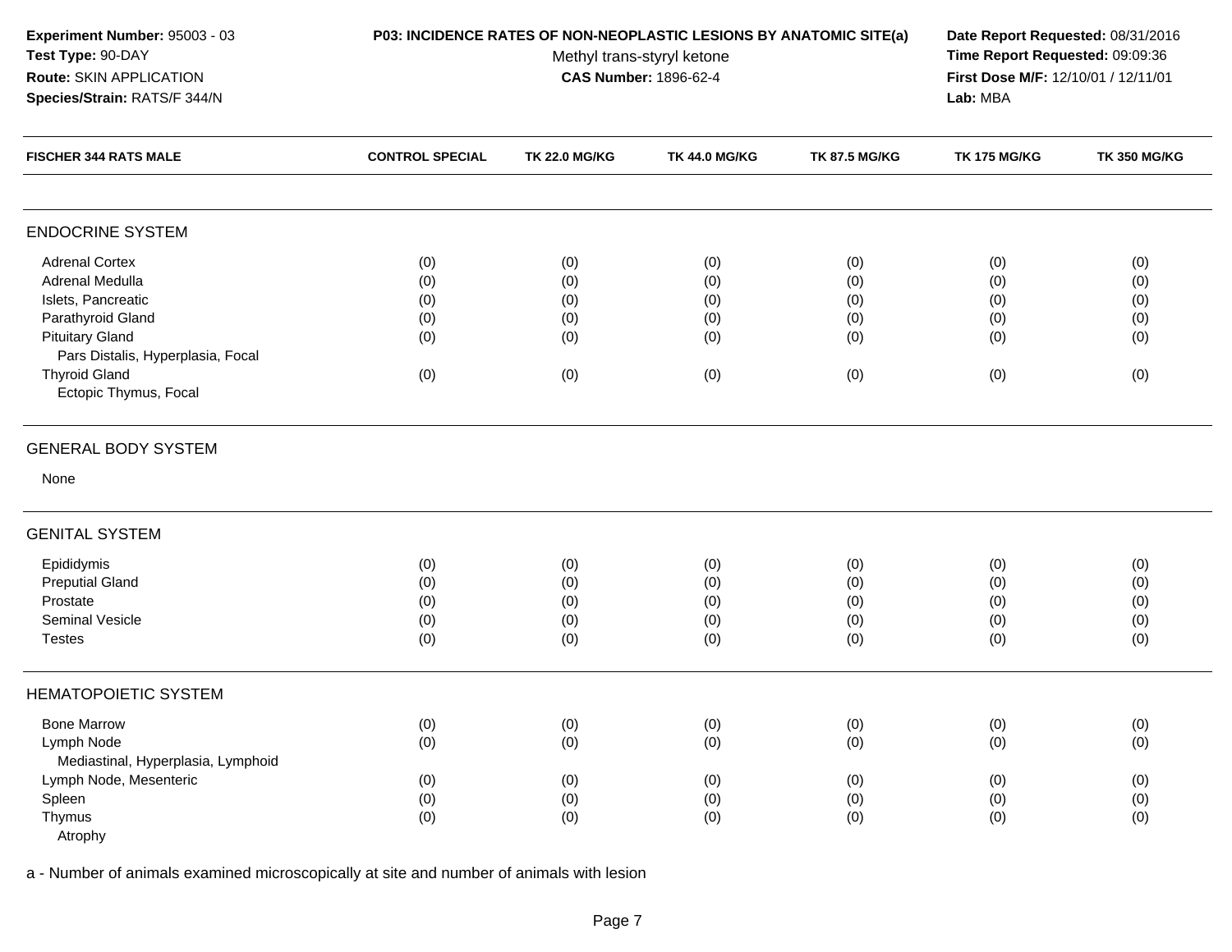**Experiment Number:** 95003 - 03
**Test Type:** 90-DAY
**Route:** SKIN APPLICATION
**Species/Strain:** RATS/F 344/N

**P03: INCIDENCE RATES OF NON-NEOPLASTIC LESIONS BY ANATOMIC SITE(a)**
Methyl trans-styryl ketone
**CAS Number:** 1896-62-4

**Date Report Requested:** 08/31/2016
**Time Report Requested:** 09:09:36
**First Dose M/F:** 12/10/01 / 12/11/01
**Lab:** MBA

| FISCHER 344 RATS MALE | CONTROL SPECIAL | TK 22.0 MG/KG | TK 44.0 MG/KG | TK 87.5 MG/KG | TK 175 MG/KG | TK 350 MG/KG |
|---|---|---|---|---|---|---|
| **ENDOCRINE SYSTEM** | | | | | | |
| Adrenal Cortex | (0) | (0) | (0) | (0) | (0) | (0) |
| Adrenal Medulla | (0) | (0) | (0) | (0) | (0) | (0) |
| Islets, Pancreatic | (0) | (0) | (0) | (0) | (0) | (0) |
| Parathyroid Gland | (0) | (0) | (0) | (0) | (0) | (0) |
| Pituitary Gland | (0) | (0) | (0) | (0) | (0) | (0) |
| Pars Distalis, Hyperplasia, Focal | | | | | | |
| Thyroid Gland | (0) | (0) | (0) | (0) | (0) | (0) |
| Ectopic Thymus, Focal | | | | | | |
| **GENERAL BODY SYSTEM** | | | | | | |
| None | | | | | | |
| **GENITAL SYSTEM** | | | | | | |
| Epididymis | (0) | (0) | (0) | (0) | (0) | (0) |
| Preputial Gland | (0) | (0) | (0) | (0) | (0) | (0) |
| Prostate | (0) | (0) | (0) | (0) | (0) | (0) |
| Seminal Vesicle | (0) | (0) | (0) | (0) | (0) | (0) |
| Testes | (0) | (0) | (0) | (0) | (0) | (0) |
| **HEMATOPOIETIC SYSTEM** | | | | | | |
| Bone Marrow | (0) | (0) | (0) | (0) | (0) | (0) |
| Lymph Node | (0) | (0) | (0) | (0) | (0) | (0) |
| Mediastinal, Hyperplasia, Lymphoid | | | | | | |
| Lymph Node, Mesenteric | (0) | (0) | (0) | (0) | (0) | (0) |
| Spleen | (0) | (0) | (0) | (0) | (0) | (0) |
| Thymus | (0) | (0) | (0) | (0) | (0) | (0) |
| Atrophy | | | | | | |

a - Number of animals examined microscopically at site and number of animals with lesion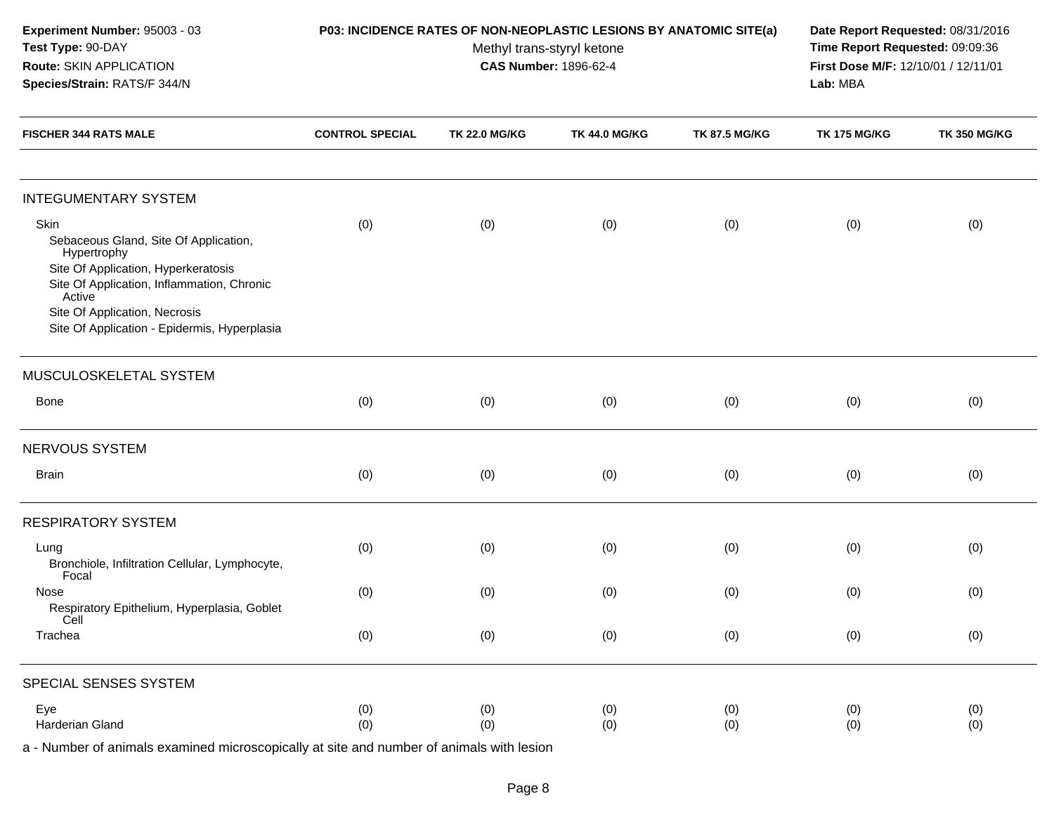**Experiment Number:** 95003 - 03
**Test Type:** 90-DAY
**Route:** SKIN APPLICATION
**Species/Strain:** RATS/F 344/N

**P03: INCIDENCE RATES OF NON-NEOPLASTIC LESIONS BY ANATOMIC SITE(a)**
Methyl trans-styryl ketone
**CAS Number:** 1896-62-4

**Date Report Requested:** 08/31/2016
**Time Report Requested:** 09:09:36
**First Dose M/F:** 12/10/01 / 12/11/01
**Lab:** MBA

| FISCHER 344 RATS MALE | CONTROL SPECIAL | TK 22.0 MG/KG | TK 44.0 MG/KG | TK 87.5 MG/KG | TK 175 MG/KG | TK 350 MG/KG |
|---|---|---|---|---|---|---|
| **INTEGUMENTARY SYSTEM** | | | | | | |
| Skin | (0) | (0) | (0) | (0) | (0) | (0) |
| Sebaceous Gland, Site Of Application, Hypertrophy | | | | | | |
| Site Of Application, Hyperkeratosis | | | | | | |
| Site Of Application, Inflammation, Chronic Active | | | | | | |
| Site Of Application, Necrosis | | | | | | |
| Site Of Application - Epidermis, Hyperplasia | | | | | | |
| **MUSCULOSKELETAL SYSTEM** | | | | | | |
| Bone | (0) | (0) | (0) | (0) | (0) | (0) |
| **NERVOUS SYSTEM** | | | | | | |
| Brain | (0) | (0) | (0) | (0) | (0) | (0) |
| **RESPIRATORY SYSTEM** | | | | | | |
| Lung | (0) | (0) | (0) | (0) | (0) | (0) |
| Bronchiole, Infiltration Cellular, Lymphocyte, Focal | | | | | | |
| Nose | (0) | (0) | (0) | (0) | (0) | (0) |
| Respiratory Epithelium, Hyperplasia, Goblet Cell | | | | | | |
| Trachea | (0) | (0) | (0) | (0) | (0) | (0) |
| **SPECIAL SENSES SYSTEM** | | | | | | |
| Eye | (0) | (0) | (0) | (0) | (0) | (0) |
| Harderian Gland | (0) | (0) | (0) | (0) | (0) | (0) |

a - Number of animals examined microscopically at site and number of animals with lesion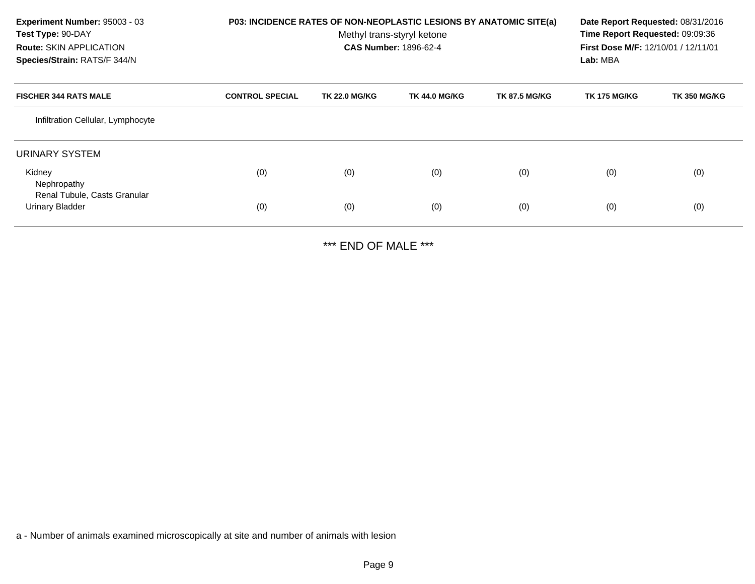**Experiment Number:** 95003 - 03
**Test Type:** 90-DAY
**Route:** SKIN APPLICATION
**Species/Strain:** RATS/F 344/N

**P03: INCIDENCE RATES OF NON-NEOPLASTIC LESIONS BY ANATOMIC SITE(a)**
Methyl trans-styryl ketone
**CAS Number:** 1896-62-4

**Date Report Requested:** 08/31/2016
**Time Report Requested:** 09:09:36
**First Dose M/F:** 12/10/01 / 12/11/01
**Lab:** MBA

| FISCHER 344 RATS MALE | CONTROL SPECIAL | TK 22.0 MG/KG | TK 44.0 MG/KG | TK 87.5 MG/KG | TK 175 MG/KG | TK 350 MG/KG |
|---|---|---|---|---|---|---|
| Infiltration Cellular, Lymphocyte | | | | | | |
| **URINARY SYSTEM** | | | | | | |
| Kidney | (0) | (0) | (0) | (0) | (0) | (0) |
| Nephropathy | | | | | | |
| Renal Tubule, Casts Granular | | | | | | |
| Urinary Bladder | (0) | (0) | (0) | (0) | (0) | (0) |

*** END OF MALE ***

a - Number of animals examined microscopically at site and number of animals with lesion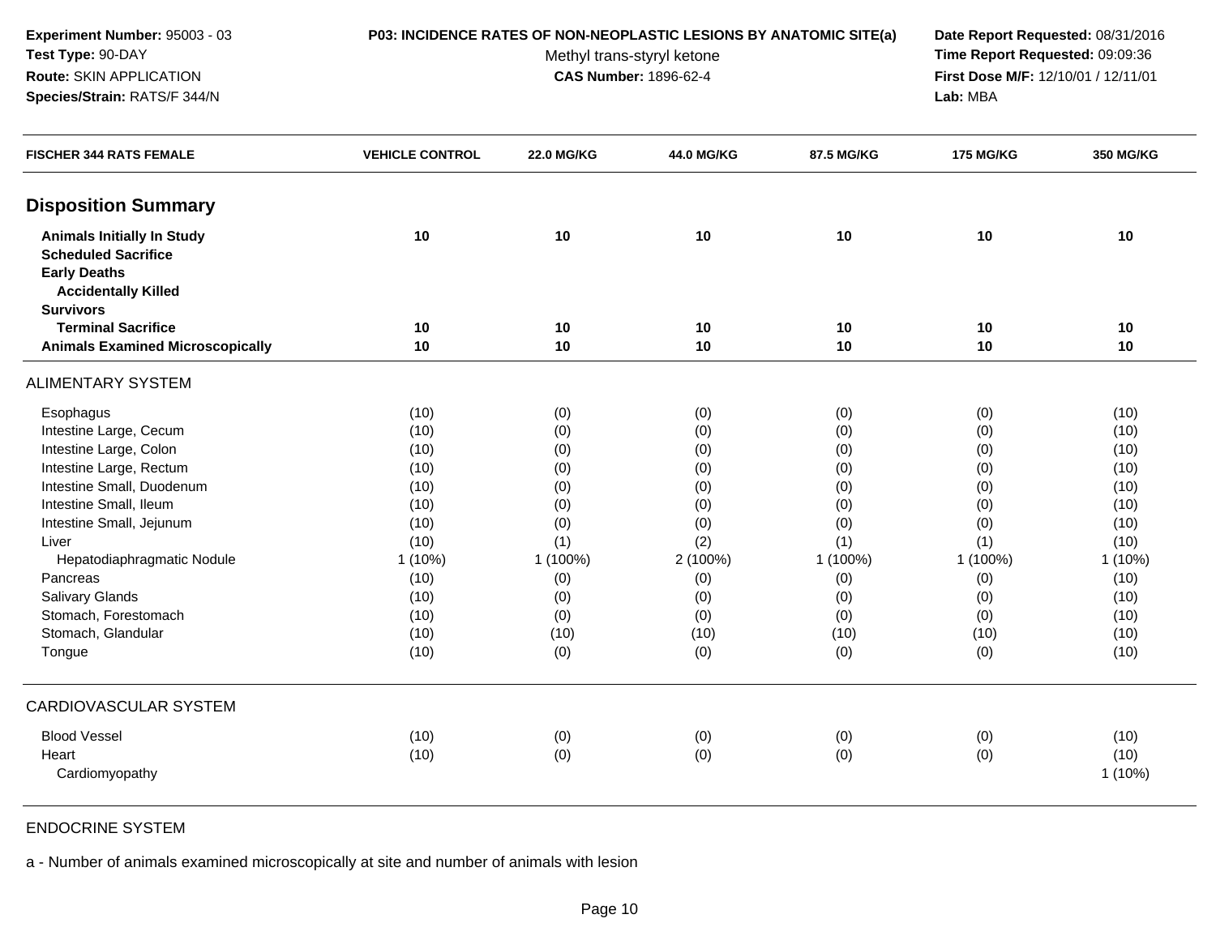**Experiment Number:** 95003 - 03
**Test Type:** 90-DAY
**Route:** SKIN APPLICATION
**Species/Strain:** RATS/F 344/N

**P03: INCIDENCE RATES OF NON-NEOPLASTIC LESIONS BY ANATOMIC SITE(a)**
Methyl trans-styryl ketone
**CAS Number:** 1896-62-4

**Date Report Requested:** 08/31/2016
**Time Report Requested:** 09:09:36
**First Dose M/F:** 12/10/01 / 12/11/01
**Lab:** MBA

| FISCHER 344 RATS FEMALE | VEHICLE CONTROL | 22.0 MG/KG | 44.0 MG/KG | 87.5 MG/KG | 175 MG/KG | 350 MG/KG |
|---|---|---|---|---|---|---|
| **Disposition Summary** | | | | | | |
| **Animals Initially In Study** | **10** | **10** | **10** | **10** | **10** | **10** |
| **Scheduled Sacrifice** | | | | | | |
| **Early Deaths** | | | | | | |
| **Accidentally Killed** | | | | | | |
| **Survivors** | | | | | | |
| **Terminal Sacrifice** | **10** | **10** | **10** | **10** | **10** | **10** |
| **Animals Examined Microscopically** | **10** | **10** | **10** | **10** | **10** | **10** |
| ALIMENTARY SYSTEM | | | | | | |
| Esophagus | (10) | (0) | (0) | (0) | (0) | (10) |
| Intestine Large, Cecum | (10) | (0) | (0) | (0) | (0) | (10) |
| Intestine Large, Colon | (10) | (0) | (0) | (0) | (0) | (10) |
| Intestine Large, Rectum | (10) | (0) | (0) | (0) | (0) | (10) |
| Intestine Small, Duodenum | (10) | (0) | (0) | (0) | (0) | (10) |
| Intestine Small, Ileum | (10) | (0) | (0) | (0) | (0) | (10) |
| Intestine Small, Jejunum | (10) | (0) | (0) | (0) | (0) | (10) |
| Liver | (10) | (1) | (2) | (1) | (1) | (10) |
| Hepatodiaphragmatic Nodule | 1 (10%) | 1 (100%) | 2 (100%) | 1 (100%) | 1 (100%) | 1 (10%) |
| Pancreas | (10) | (0) | (0) | (0) | (0) | (10) |
| Salivary Glands | (10) | (0) | (0) | (0) | (0) | (10) |
| Stomach, Forestomach | (10) | (0) | (0) | (0) | (0) | (10) |
| Stomach, Glandular | (10) | (10) | (10) | (10) | (10) | (10) |
| Tongue | (10) | (0) | (0) | (0) | (0) | (10) |
| CARDIOVASCULAR SYSTEM | | | | | | |
| Blood Vessel | (10) | (0) | (0) | (0) | (0) | (10) |
| Heart | (10) | (0) | (0) | (0) | (0) | (10) |
| Cardiomyopathy | | | | | | 1 (10%) |
| ENDOCRINE SYSTEM | | | | | | |

a - Number of animals examined microscopically at site and number of animals with lesion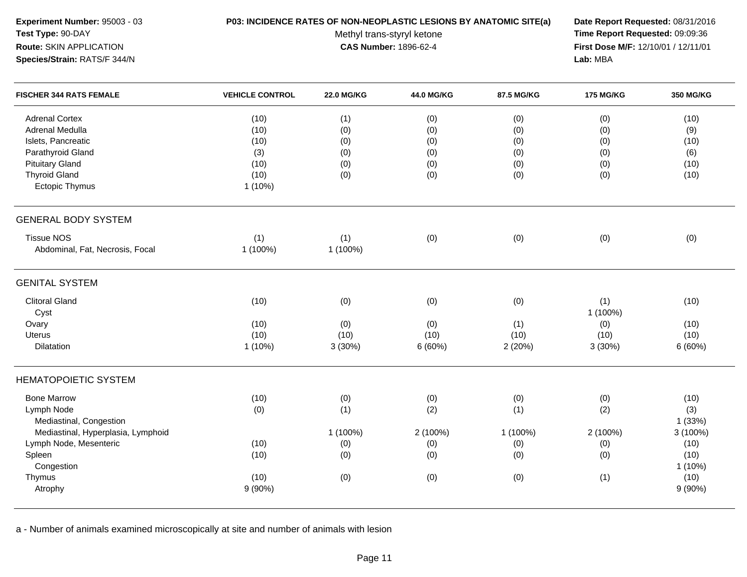**Experiment Number:** 95003 - 03
**Test Type:** 90-DAY
**Route:** SKIN APPLICATION
**Species/Strain:** RATS/F 344/N

**P03: INCIDENCE RATES OF NON-NEOPLASTIC LESIONS BY ANATOMIC SITE(a)**
Methyl trans-styryl ketone
**CAS Number:** 1896-62-4

**Date Report Requested:** 08/31/2016
**Time Report Requested:** 09:09:36
**First Dose M/F:** 12/10/01 / 12/11/01
**Lab:** MBA

| FISCHER 344 RATS FEMALE | VEHICLE CONTROL | 22.0 MG/KG | 44.0 MG/KG | 87.5 MG/KG | 175 MG/KG | 350 MG/KG |
|---|---|---|---|---|---|---|
| Adrenal Cortex | (10) | (1) | (0) | (0) | (0) | (10) |
| Adrenal Medulla | (10) | (0) | (0) | (0) | (0) | (9) |
| Islets, Pancreatic | (10) | (0) | (0) | (0) | (0) | (10) |
| Parathyroid Gland | (3) | (0) | (0) | (0) | (0) | (6) |
| Pituitary Gland | (10) | (0) | (0) | (0) | (0) | (10) |
| Thyroid Gland | (10) | (0) | (0) | (0) | (0) | (10) |
| Ectopic Thymus | 1 (10%) | | | | | |
| **GENERAL BODY SYSTEM** | | | | | | |
| Tissue NOS | (1) | (1) | (0) | (0) | (0) | (0) |
| Abdominal, Fat, Necrosis, Focal | 1 (100%) | 1 (100%) | | | | |
| **GENITAL SYSTEM** | | | | | | |
| Clitoral Gland | (10) | (0) | (0) | (0) | (1) | (10) |
| Cyst | | | | | 1 (100%) | |
| Ovary | (10) | (0) | (0) | (1) | (0) | (10) |
| Uterus | (10) | (10) | (10) | (10) | (10) | (10) |
| Dilatation | 1 (10%) | 3 (30%) | 6 (60%) | 2 (20%) | 3 (30%) | 6 (60%) |
| **HEMATOPOIETIC SYSTEM** | | | | | | |
| Bone Marrow | (10) | (0) | (0) | (0) | (0) | (10) |
| Lymph Node | (0) | (1) | (2) | (1) | (2) | (3) |
| Mediastinal, Congestion | | | | | | 1 (33%) |
| Mediastinal, Hyperplasia, Lymphoid | | 1 (100%) | 2 (100%) | 1 (100%) | 2 (100%) | 3 (100%) |
| Lymph Node, Mesenteric | (10) | (0) | (0) | (0) | (0) | (10) |
| Spleen | (10) | (0) | (0) | (0) | (0) | (10) |
| Congestion | | | | | | 1 (10%) |
| Thymus | (10) | (0) | (0) | (0) | (1) | (10) |
| Atrophy | 9 (90%) | | | | | 9 (90%) |

a - Number of animals examined microscopically at site and number of animals with lesion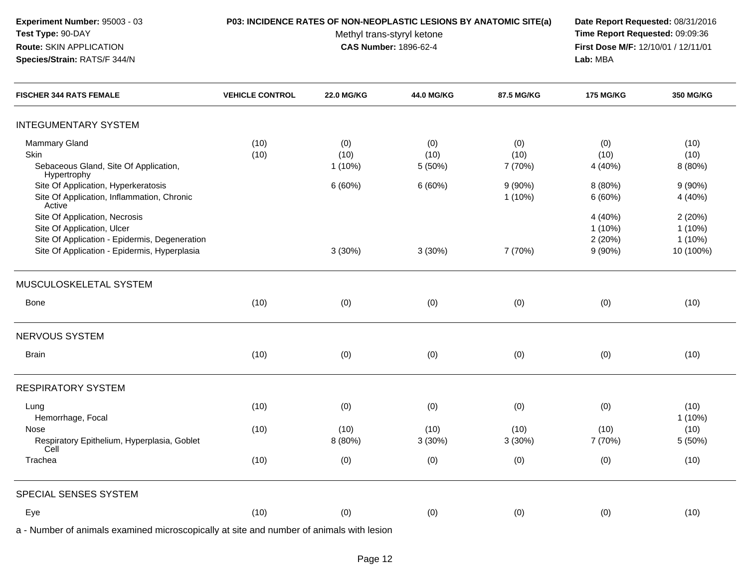**Experiment Number:** 95003 - 03
**Test Type:** 90-DAY
**Route:** SKIN APPLICATION
**Species/Strain:** RATS/F 344/N

**P03: INCIDENCE RATES OF NON-NEOPLASTIC LESIONS BY ANATOMIC SITE(a)**
Methyl trans-styryl ketone
**CAS Number:** 1896-62-4

**Date Report Requested:** 08/31/2016
**Time Report Requested:** 09:09:36
**First Dose M/F:** 12/10/01 / 12/11/01
**Lab:** MBA

| FISCHER 344 RATS FEMALE | VEHICLE CONTROL | 22.0 MG/KG | 44.0 MG/KG | 87.5 MG/KG | 175 MG/KG | 350 MG/KG |
|---|---|---|---|---|---|---|
| **INTEGUMENTARY SYSTEM** | | | | | | |
| Mammary Gland | (10) | (0) | (0) | (0) | (0) | (10) |
| Skin | (10) | (10) | (10) | (10) | (10) | (10) |
| Sebaceous Gland, Site Of Application, Hypertrophy | | 1 (10%) | 5 (50%) | 7 (70%) | 4 (40%) | 8 (80%) |
| Site Of Application, Hyperkeratosis | | 6 (60%) | 6 (60%) | 9 (90%) | 8 (80%) | 9 (90%) |
| Site Of Application, Inflammation, Chronic Active | | | | 1 (10%) | 6 (60%) | 4 (40%) |
| Site Of Application, Necrosis | | | | | 4 (40%) | 2 (20%) |
| Site Of Application, Ulcer | | | | | 1 (10%) | 1 (10%) |
| Site Of Application - Epidermis, Degeneration | | | | | 2 (20%) | 1 (10%) |
| Site Of Application - Epidermis, Hyperplasia | | 3 (30%) | 3 (30%) | 7 (70%) | 9 (90%) | 10 (100%) |
| **MUSCULOSKELETAL SYSTEM** | | | | | | |
| Bone | (10) | (0) | (0) | (0) | (0) | (10) |
| **NERVOUS SYSTEM** | | | | | | |
| Brain | (10) | (0) | (0) | (0) | (0) | (10) |
| **RESPIRATORY SYSTEM** | | | | | | |
| Lung | (10) | (0) | (0) | (0) | (0) | (10) |
| Hemorrhage, Focal | | | | | | 1 (10%) |
| Nose | (10) | (10) | (10) | (10) | (10) | (10) |
| Respiratory Epithelium, Hyperplasia, Goblet Cell | | 8 (80%) | 3 (30%) | 3 (30%) | 7 (70%) | 5 (50%) |
| Trachea | (10) | (0) | (0) | (0) | (0) | (10) |
| **SPECIAL SENSES SYSTEM** | | | | | | |
| Eye | (10) | (0) | (0) | (0) | (0) | (10) |

a - Number of animals examined microscopically at site and number of animals with lesion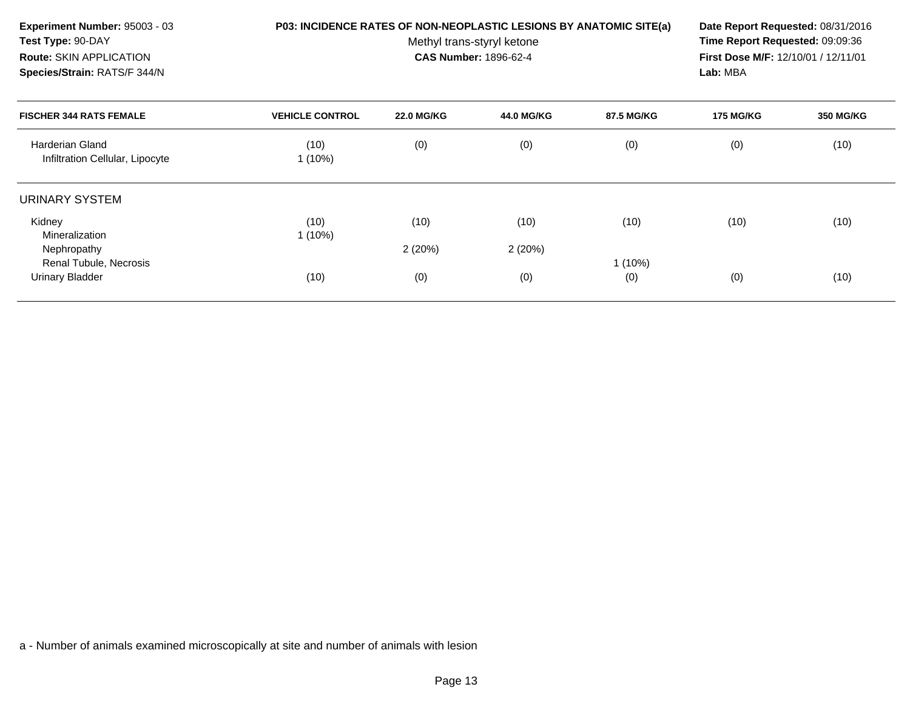**Experiment Number:** 95003 - 03
**Test Type:** 90-DAY
**Route:** SKIN APPLICATION
**Species/Strain:** RATS/F 344/N

**P03: INCIDENCE RATES OF NON-NEOPLASTIC LESIONS BY ANATOMIC SITE(a)**
Methyl trans-styryl ketone
**CAS Number:** 1896-62-4

**Date Report Requested:** 08/31/2016
**Time Report Requested:** 09:09:36
**First Dose M/F:** 12/10/01 / 12/11/01
**Lab:** MBA

| FISCHER 344 RATS FEMALE | VEHICLE CONTROL | 22.0 MG/KG | 44.0 MG/KG | 87.5 MG/KG | 175 MG/KG | 350 MG/KG |
|---|---|---|---|---|---|---|
| Harderian Gland | (10) | (0) | (0) | (0) | (0) | (10) |
| Infiltration Cellular, Lipocyte | 1 (10%) | | | | | |
| **URINARY SYSTEM** | | | | | | |
| Kidney | (10) | (10) | (10) | (10) | (10) | (10) |
| Mineralization | 1 (10%) | | | | | |
| Nephropathy | | 2 (20%) | 2 (20%) | | | |
| Renal Tubule, Necrosis | | | | 1 (10%) | | |
| Urinary Bladder | (10) | (0) | (0) | (0) | (0) | (10) |

a - Number of animals examined microscopically at site and number of animals with lesion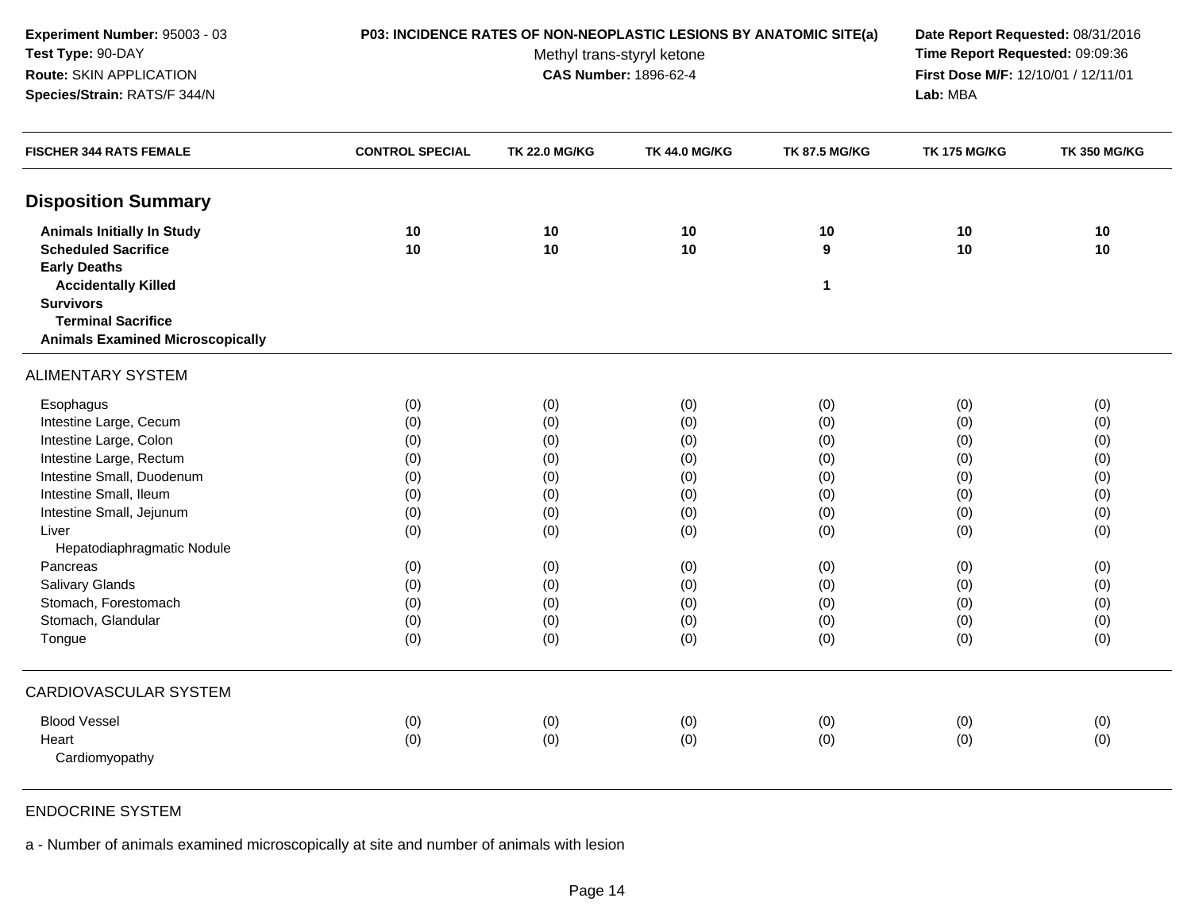**Experiment Number:** 95003 - 03
**Test Type:** 90-DAY
**Route:** SKIN APPLICATION
**Species/Strain:** RATS/F 344/N

**P03: INCIDENCE RATES OF NON-NEOPLASTIC LESIONS BY ANATOMIC SITE(a)**
Methyl trans-styryl ketone
**CAS Number:** 1896-62-4

**Date Report Requested:** 08/31/2016
**Time Report Requested:** 09:09:36
**First Dose M/F:** 12/10/01 / 12/11/01
**Lab:** MBA

| FISCHER 344 RATS FEMALE | CONTROL SPECIAL | TK 22.0 MG/KG | TK 44.0 MG/KG | TK 87.5 MG/KG | TK 175 MG/KG | TK 350 MG/KG |
|---|---|---|---|---|---|---|
| **Disposition Summary** | | | | | | |
| **Animals Initially In Study** | **10** | **10** | **10** | **10** | **10** | **10** |
| **Scheduled Sacrifice** | **10** | **10** | **10** | **9** | **10** | **10** |
| **Early Deaths** | | | | | | |
| **Accidentally Killed** | | | | **1** | | |
| **Survivors** | | | | | | |
| **Terminal Sacrifice** | | | | | | |
| **Animals Examined Microscopically** | | | | | | |
| ALIMENTARY SYSTEM | | | | | | |
| Esophagus | (0) | (0) | (0) | (0) | (0) | (0) |
| Intestine Large, Cecum | (0) | (0) | (0) | (0) | (0) | (0) |
| Intestine Large, Colon | (0) | (0) | (0) | (0) | (0) | (0) |
| Intestine Large, Rectum | (0) | (0) | (0) | (0) | (0) | (0) |
| Intestine Small, Duodenum | (0) | (0) | (0) | (0) | (0) | (0) |
| Intestine Small, Ileum | (0) | (0) | (0) | (0) | (0) | (0) |
| Intestine Small, Jejunum | (0) | (0) | (0) | (0) | (0) | (0) |
| Liver | (0) | (0) | (0) | (0) | (0) | (0) |
| Hepatodiaphragmatic Nodule | | | | | | |
| Pancreas | (0) | (0) | (0) | (0) | (0) | (0) |
| Salivary Glands | (0) | (0) | (0) | (0) | (0) | (0) |
| Stomach, Forestomach | (0) | (0) | (0) | (0) | (0) | (0) |
| Stomach, Glandular | (0) | (0) | (0) | (0) | (0) | (0) |
| Tongue | (0) | (0) | (0) | (0) | (0) | (0) |
| CARDIOVASCULAR SYSTEM | | | | | | |
| Blood Vessel | (0) | (0) | (0) | (0) | (0) | (0) |
| Heart | (0) | (0) | (0) | (0) | (0) | (0) |
| Cardiomyopathy | | | | | | |
| ENDOCRINE SYSTEM | | | | | | |

a - Number of animals examined microscopically at site and number of animals with lesion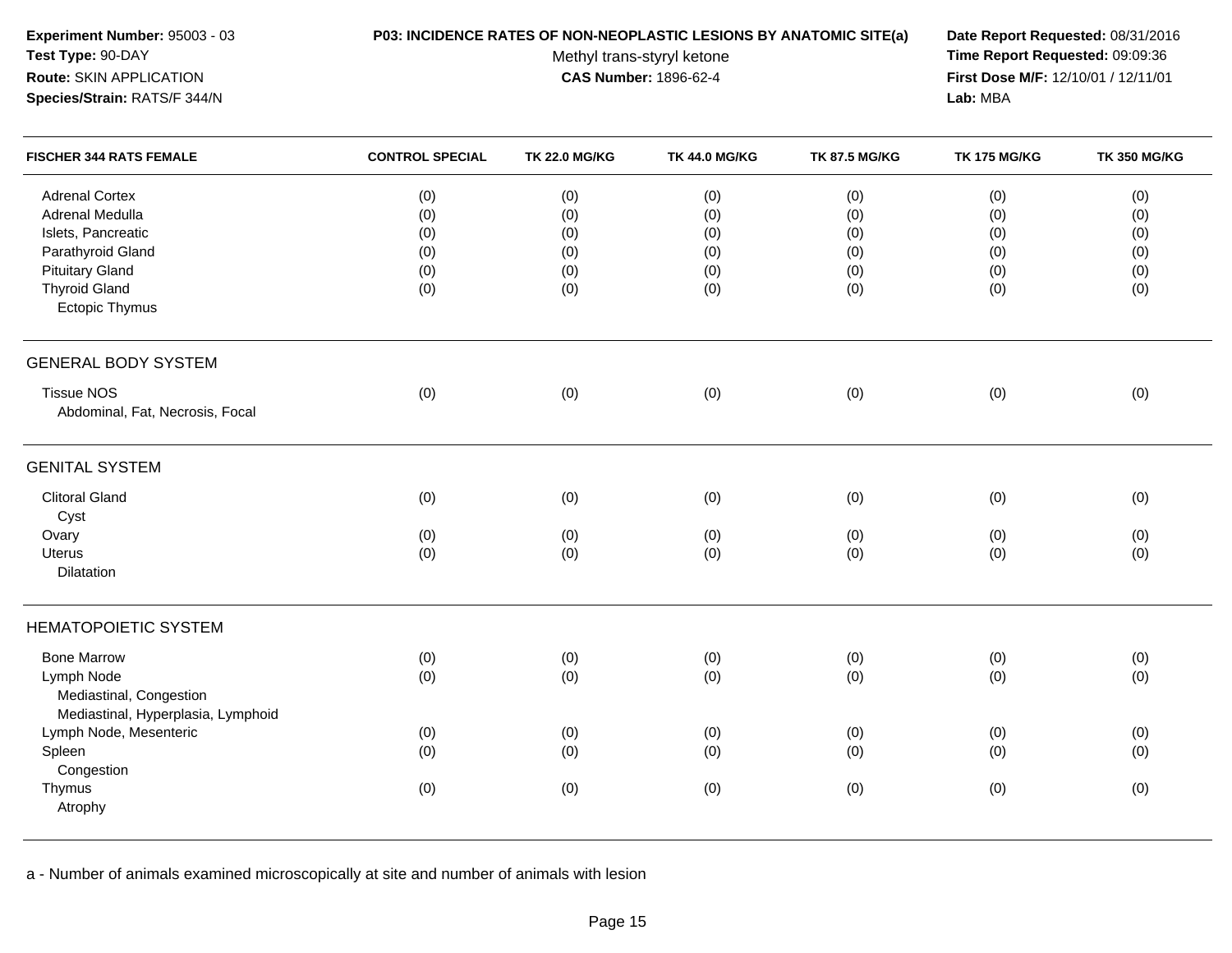**Experiment Number:** 95003 - 03
**Test Type:** 90-DAY
**Route:** SKIN APPLICATION
**Species/Strain:** RATS/F 344/N

**P03: INCIDENCE RATES OF NON-NEOPLASTIC LESIONS BY ANATOMIC SITE(a)**
Methyl trans-styryl ketone
**CAS Number:** 1896-62-4

**Date Report Requested:** 08/31/2016
**Time Report Requested:** 09:09:36
**First Dose M/F:** 12/10/01 / 12/11/01
**Lab:** MBA

| FISCHER 344 RATS FEMALE | CONTROL SPECIAL | TK 22.0 MG/KG | TK 44.0 MG/KG | TK 87.5 MG/KG | TK 175 MG/KG | TK 350 MG/KG |
|---|---|---|---|---|---|---|
| Adrenal Cortex | (0) | (0) | (0) | (0) | (0) | (0) |
| Adrenal Medulla | (0) | (0) | (0) | (0) | (0) | (0) |
| Islets, Pancreatic | (0) | (0) | (0) | (0) | (0) | (0) |
| Parathyroid Gland | (0) | (0) | (0) | (0) | (0) | (0) |
| Pituitary Gland | (0) | (0) | (0) | (0) | (0) | (0) |
| Thyroid Gland | (0) | (0) | (0) | (0) | (0) | (0) |
| Ectopic Thymus | | | | | | |
| **GENERAL BODY SYSTEM** | | | | | | |
| Tissue NOS | (0) | (0) | (0) | (0) | (0) | (0) |
| Abdominal, Fat, Necrosis, Focal | | | | | | |
| **GENITAL SYSTEM** | | | | | | |
| Clitoral Gland | (0) | (0) | (0) | (0) | (0) | (0) |
| Cyst | | | | | | |
| Ovary | (0) | (0) | (0) | (0) | (0) | (0) |
| Uterus | (0) | (0) | (0) | (0) | (0) | (0) |
| Dilatation | | | | | | |
| **HEMATOPOIETIC SYSTEM** | | | | | | |
| Bone Marrow | (0) | (0) | (0) | (0) | (0) | (0) |
| Lymph Node | (0) | (0) | (0) | (0) | (0) | (0) |
| Mediastinal, Congestion | | | | | | |
| Mediastinal, Hyperplasia, Lymphoid | | | | | | |
| Lymph Node, Mesenteric | (0) | (0) | (0) | (0) | (0) | (0) |
| Spleen | (0) | (0) | (0) | (0) | (0) | (0) |
| Congestion | | | | | | |
| Thymus | (0) | (0) | (0) | (0) | (0) | (0) |
| Atrophy | | | | | | |

a - Number of animals examined microscopically at site and number of animals with lesion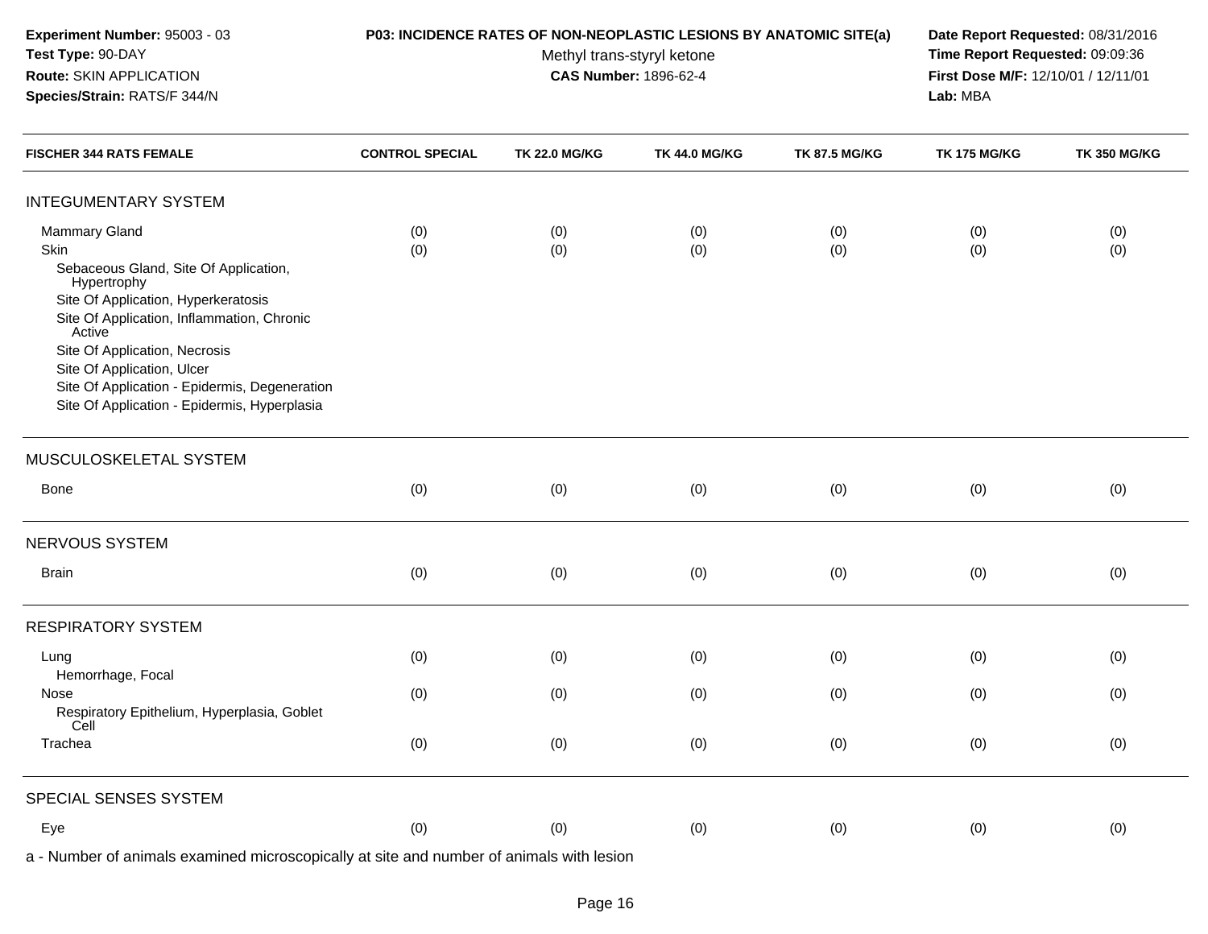**Experiment Number:** 95003 - 03
**Test Type:** 90-DAY
**Route:** SKIN APPLICATION
**Species/Strain:** RATS/F 344/N

**P03: INCIDENCE RATES OF NON-NEOPLASTIC LESIONS BY ANATOMIC SITE(a)**
Methyl trans-styryl ketone
**CAS Number:** 1896-62-4

**Date Report Requested:** 08/31/2016
**Time Report Requested:** 09:09:36
**First Dose M/F:** 12/10/01 / 12/11/01
**Lab:** MBA

| FISCHER 344 RATS FEMALE | CONTROL SPECIAL | TK 22.0 MG/KG | TK 44.0 MG/KG | TK 87.5 MG/KG | TK 175 MG/KG | TK 350 MG/KG |
|---|---|---|---|---|---|---|
| **INTEGUMENTARY SYSTEM** | | | | | | |
| Mammary Gland | (0) | (0) | (0) | (0) | (0) | (0) |
| Skin | (0) | (0) | (0) | (0) | (0) | (0) |
| Sebaceous Gland, Site Of Application, Hypertrophy | | | | | | |
| Site Of Application, Hyperkeratosis | | | | | | |
| Site Of Application, Inflammation, Chronic Active | | | | | | |
| Site Of Application, Necrosis | | | | | | |
| Site Of Application, Ulcer | | | | | | |
| Site Of Application - Epidermis, Degeneration | | | | | | |
| Site Of Application - Epidermis, Hyperplasia | | | | | | |
| **MUSCULOSKELETAL SYSTEM** | | | | | | |
| Bone | (0) | (0) | (0) | (0) | (0) | (0) |
| **NERVOUS SYSTEM** | | | | | | |
| Brain | (0) | (0) | (0) | (0) | (0) | (0) |
| **RESPIRATORY SYSTEM** | | | | | | |
| Lung | (0) | (0) | (0) | (0) | (0) | (0) |
| Hemorrhage, Focal | | | | | | |
| Nose | (0) | (0) | (0) | (0) | (0) | (0) |
| Respiratory Epithelium, Hyperplasia, Goblet Cell | | | | | | |
| Trachea | (0) | (0) | (0) | (0) | (0) | (0) |
| **SPECIAL SENSES SYSTEM** | | | | | | |
| Eye | (0) | (0) | (0) | (0) | (0) | (0) |

a - Number of animals examined microscopically at site and number of animals with lesion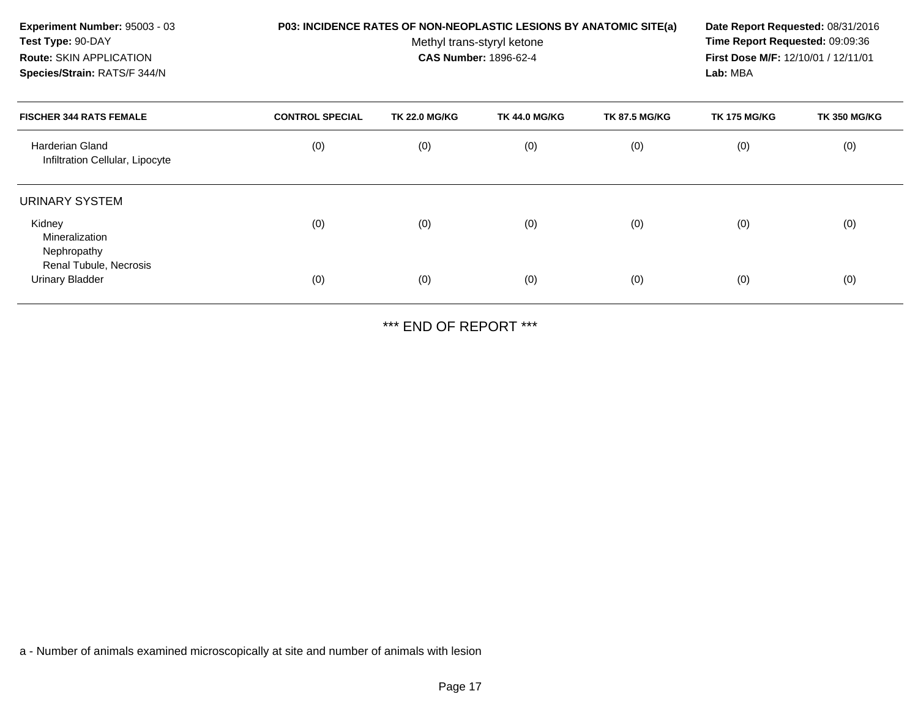**Experiment Number:** 95003 - 03
**Test Type:** 90-DAY
**Route:** SKIN APPLICATION
**Species/Strain:** RATS/F 344/N

**P03: INCIDENCE RATES OF NON-NEOPLASTIC LESIONS BY ANATOMIC SITE(a)**
Methyl trans-styryl ketone
**CAS Number:** 1896-62-4

**Date Report Requested:** 08/31/2016
**Time Report Requested:** 09:09:36
**First Dose M/F:** 12/10/01 / 12/11/01
**Lab:** MBA

| FISCHER 344 RATS FEMALE | CONTROL SPECIAL | TK 22.0 MG/KG | TK 44.0 MG/KG | TK 87.5 MG/KG | TK 175 MG/KG | TK 350 MG/KG |
|---|---|---|---|---|---|---|
| Harderian Gland | (0) | (0) | (0) | (0) | (0) | (0) |
| Infiltration Cellular, Lipocyte | | | | | | |
| URINARY SYSTEM | | | | | | |
| Kidney | (0) | (0) | (0) | (0) | (0) | (0) |
| Mineralization | | | | | | |
| Nephropathy | | | | | | |
| Renal Tubule, Necrosis | | | | | | |
| Urinary Bladder | (0) | (0) | (0) | (0) | (0) | (0) |

*** END OF REPORT ***

a - Number of animals examined microscopically at site and number of animals with lesion